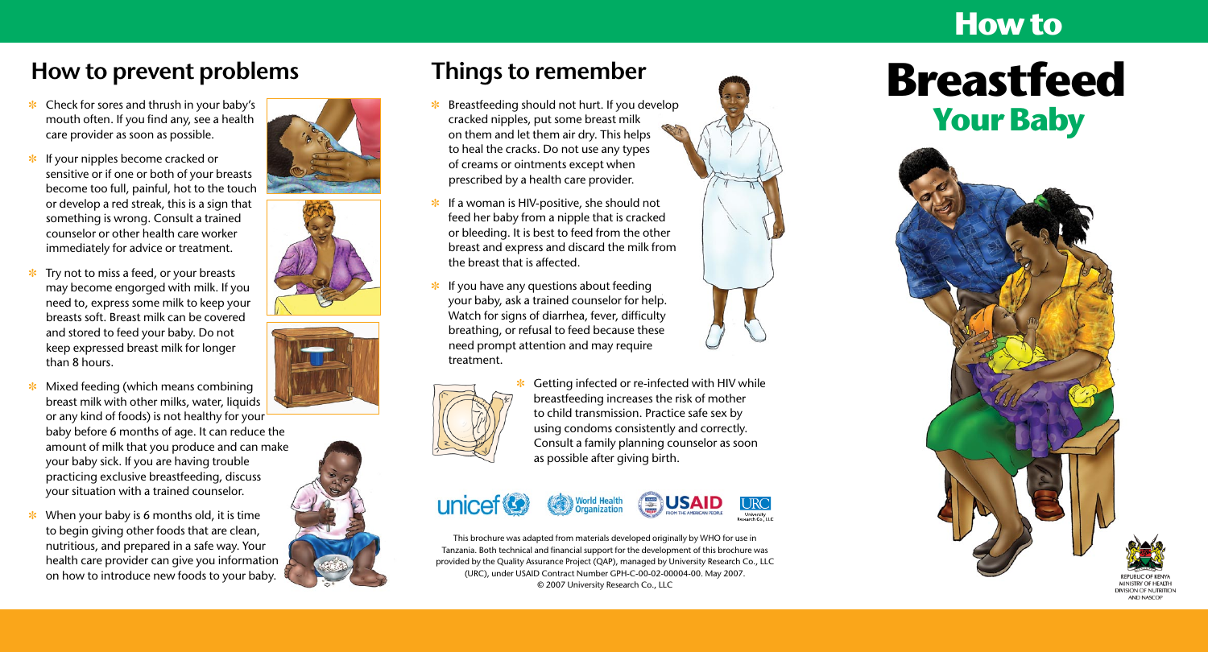## How to prevent problems

- Check for sores and thrush in your baby's mouth often. If you find any, see a health care provider as soon as possible.
- If your nipples become cracked or sensitive or if one or both of your breasts become too full, painful, hot to the touch or develop a red streak, this is a sign that something is wrong. Consult a trained counselor or other health care worker immediately for advice or treatment.
- Try not to miss a feed, or your breasts may become engorged with milk. If you need to, express some milk to keep your breasts soft. Breast milk can be covered and stored to feed your baby. Do not keep expressed breast milk for longer than 8 hours.
- Mixed feeding (which means combining breast milk with other milks, water, liquids or any kind of foods) is not healthy for your baby before 6 months of age. It can reduce the amount of milk that you produce and can make your baby sick. If you are having trouble practicing exclusive breastfeeding, discuss your situation with a trained counselor.
- When your baby is 6 months old, it is time to begin giving other foods that are clean, nutritious, and prepared in a safe way. Your health care provider can give you information on how to introduce new foods to your baby.

## Things to remember

- Breastfeeding should not hurt. If you develop cracked nipples, put some breast milk on them and let them air dry. This helps to heal the cracks. Do not use any types of creams or ointments except when prescribed by a health care provider.
- If a woman is HIV-positive, she should not feed her baby from a nipple that is cracked or bleeding. It is best to feed from the other breast and express and discard the milk from the breast that is affected.
- If you have any questions about feeding your baby, ask a trained counselor for help. Watch for signs of diarrhea, fever, difficulty breathing, or refusal to feed because these need prompt attention and may require treatment.
- Getting infected or re-infected with HIV while breastfeeding increases the risk of mother to child transmission. Practice safe sex by using condoms consistently and correctly. Consult a family planning counselor as soon as possible after giving birth.

unicef · World Health Organization · USAID FROM THE AMERICAN PEOPLE · URC University Research Co., LLC

This brochure was adapted from materials developed originally by WHO for use in Tanzania. Both technical and financial support for the development of this brochure was provided by the Quality Assurance Project (QAP), managed by University Research Co., LLC (URC), under USAID Contract Number GPH-C-00-02-00004-00. May 2007.
© 2007 University Research Co., LLC

# How to Breastfeed Your Baby

REPUBLIC OF KENYA
MINISTRY OF HEALTH
DIVISION OF NUTRITION AND NASCOP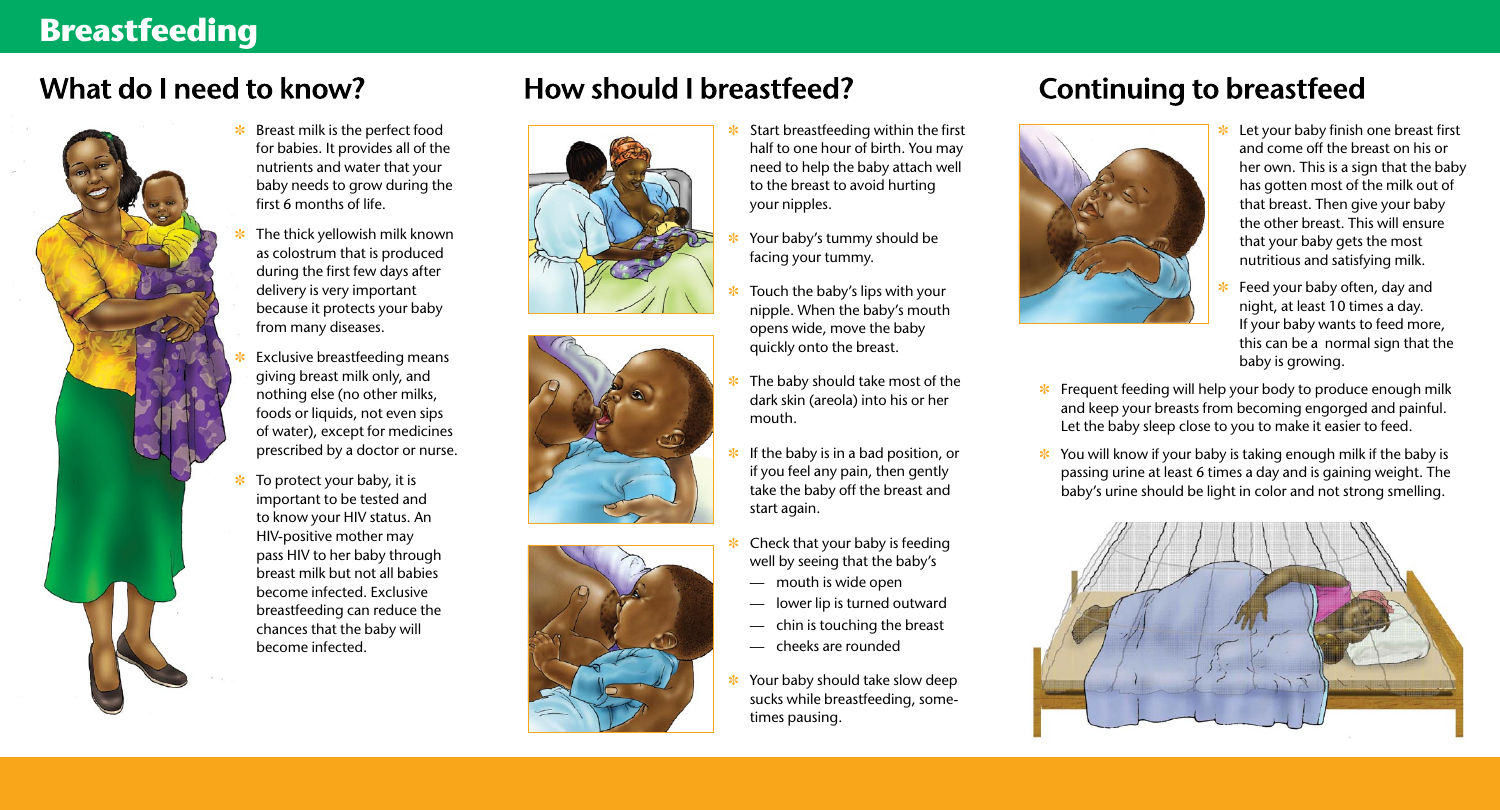# Breastfeeding

## What do I need to know?

- Breast milk is the perfect food for babies. It provides all of the nutrients and water that your baby needs to grow during the first 6 months of life.
- The thick yellowish milk known as colostrum that is produced during the first few days after delivery is very important because it protects your baby from many diseases.
- Exclusive breastfeeding means giving breast milk only, and nothing else (no other milks, foods or liquids, not even sips of water), except for medicines prescribed by a doctor or nurse.
- To protect your baby, it is important to be tested and to know your HIV status. An HIV-positive mother may pass HIV to her baby through breast milk but not all babies become infected. Exclusive breastfeeding can reduce the chances that the baby will become infected.

## How should I breastfeed?

- Start breastfeeding within the first half to one hour of birth. You may need to help the baby attach well to the breast to avoid hurting your nipples.
- Your baby's tummy should be facing your tummy.
- Touch the baby's lips with your nipple. When the baby's mouth opens wide, move the baby quickly onto the breast.
- The baby should take most of the dark skin (areola) into his or her mouth.
- If the baby is in a bad position, or if you feel any pain, then gently take the baby off the breast and start again.
- Check that your baby is feeding well by seeing that the baby's
  - mouth is wide open
  - lower lip is turned outward
  - chin is touching the breast
  - cheeks are rounded
- Your baby should take slow deep sucks while breastfeeding, sometimes pausing.

## Continuing to breastfeed

- Let your baby finish one breast first and come off the breast on his or her own. This is a sign that the baby has gotten most of the milk out of that breast. Then give your baby the other breast. This will ensure that your baby gets the most nutritious and satisfying milk.
- Feed your baby often, day and night, at least 10 times a day. If your baby wants to feed more, this can be a normal sign that the baby is growing.
- Frequent feeding will help your body to produce enough milk and keep your breasts from becoming engorged and painful. Let the baby sleep close to you to make it easier to feed.
- You will know if your baby is taking enough milk if the baby is passing urine at least 6 times a day and is gaining weight. The baby's urine should be light in color and not strong smelling.